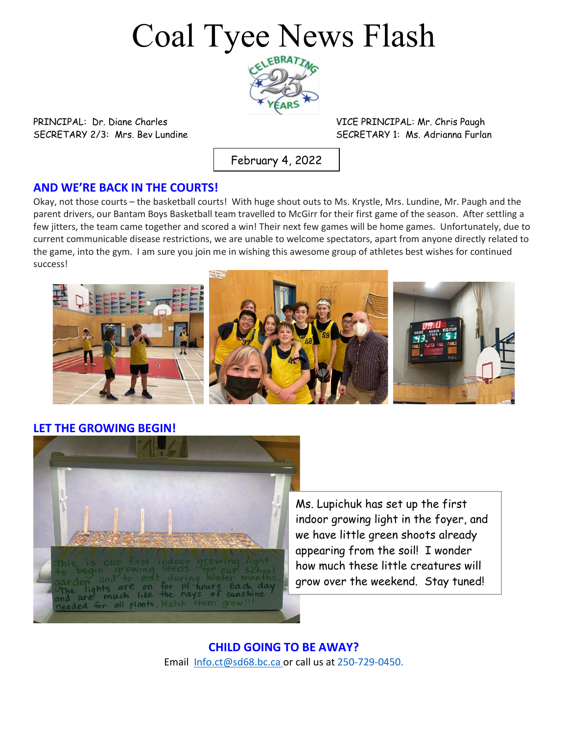# Coal Tyee News Flash

PRINCIPAL: Dr. Diane Charles
SECRETARY 2/3: Mrs. Bev Lundine

VICE PRINCIPAL: Mr. Chris Paugh
SECRETARY 1: Ms. Adrianna Furlan

February 4, 2022

## AND WE'RE BACK IN THE COURTS!

Okay, not those courts – the basketball courts! With huge shout outs to Ms. Krystle, Mrs. Lundine, Mr. Paugh and the parent drivers, our Bantam Boys Basketball team travelled to McGirr for their first game of the season. After settling a few jitters, the team came together and scored a win! Their next few games will be home games. Unfortunately, due to current communicable disease restrictions, we are unable to welcome spectators, apart from anyone directly related to the game, into the gym. I am sure you join me in wishing this awesome group of athletes best wishes for continued success!

## LET THE GROWING BEGIN!

Ms. Lupichuk has set up the first indoor growing light in the foyer, and we have little green shoots already appearing from the soil! I wonder how much these little creatures will grow over the weekend. Stay tuned!

## CHILD GOING TO BE AWAY?

Email Info.ct@sd68.bc.ca or call us at 250-729-0450.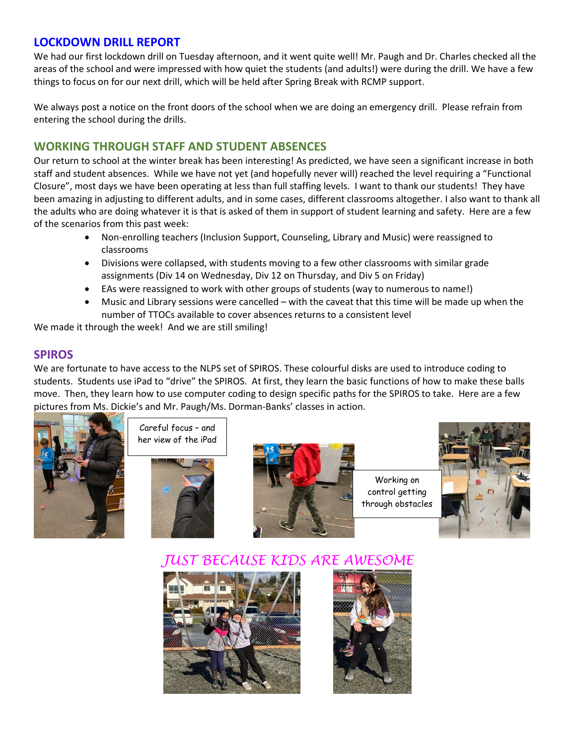## LOCKDOWN DRILL REPORT

We had our first lockdown drill on Tuesday afternoon, and it went quite well! Mr. Paugh and Dr. Charles checked all the areas of the school and were impressed with how quiet the students (and adults!) were during the drill. We have a few things to focus on for our next drill, which will be held after Spring Break with RCMP support.

We always post a notice on the front doors of the school when we are doing an emergency drill. Please refrain from entering the school during the drills.

## WORKING THROUGH STAFF AND STUDENT ABSENCES

Our return to school at the winter break has been interesting! As predicted, we have seen a significant increase in both staff and student absences. While we have not yet (and hopefully never will) reached the level requiring a "Functional Closure", most days we have been operating at less than full staffing levels. I want to thank our students! They have been amazing in adjusting to different adults, and in some cases, different classrooms altogether. I also want to thank all the adults who are doing whatever it is that is asked of them in support of student learning and safety. Here are a few of the scenarios from this past week:

- Non-enrolling teachers (Inclusion Support, Counseling, Library and Music) were reassigned to classrooms
- Divisions were collapsed, with students moving to a few other classrooms with similar grade assignments (Div 14 on Wednesday, Div 12 on Thursday, and Div 5 on Friday)
- EAs were reassigned to work with other groups of students (way to numerous to name!)
- Music and Library sessions were cancelled – with the caveat that this time will be made up when the number of TTOCs available to cover absences returns to a consistent level

We made it through the week! And we are still smiling!

## SPIROS

We are fortunate to have access to the NLPS set of SPIROS. These colourful disks are used to introduce coding to students. Students use iPad to "drive" the SPIROS. At first, they learn the basic functions of how to make these balls move. Then, they learn how to use computer coding to design specific paths for the SPIROS to take. Here are a few pictures from Ms. Dickie's and Mr. Paugh/Ms. Dorman-Banks' classes in action.

Careful focus – and her view of the iPad

Working on control getting through obstacles

## *JUST BECAUSE KIDS ARE AWESOME*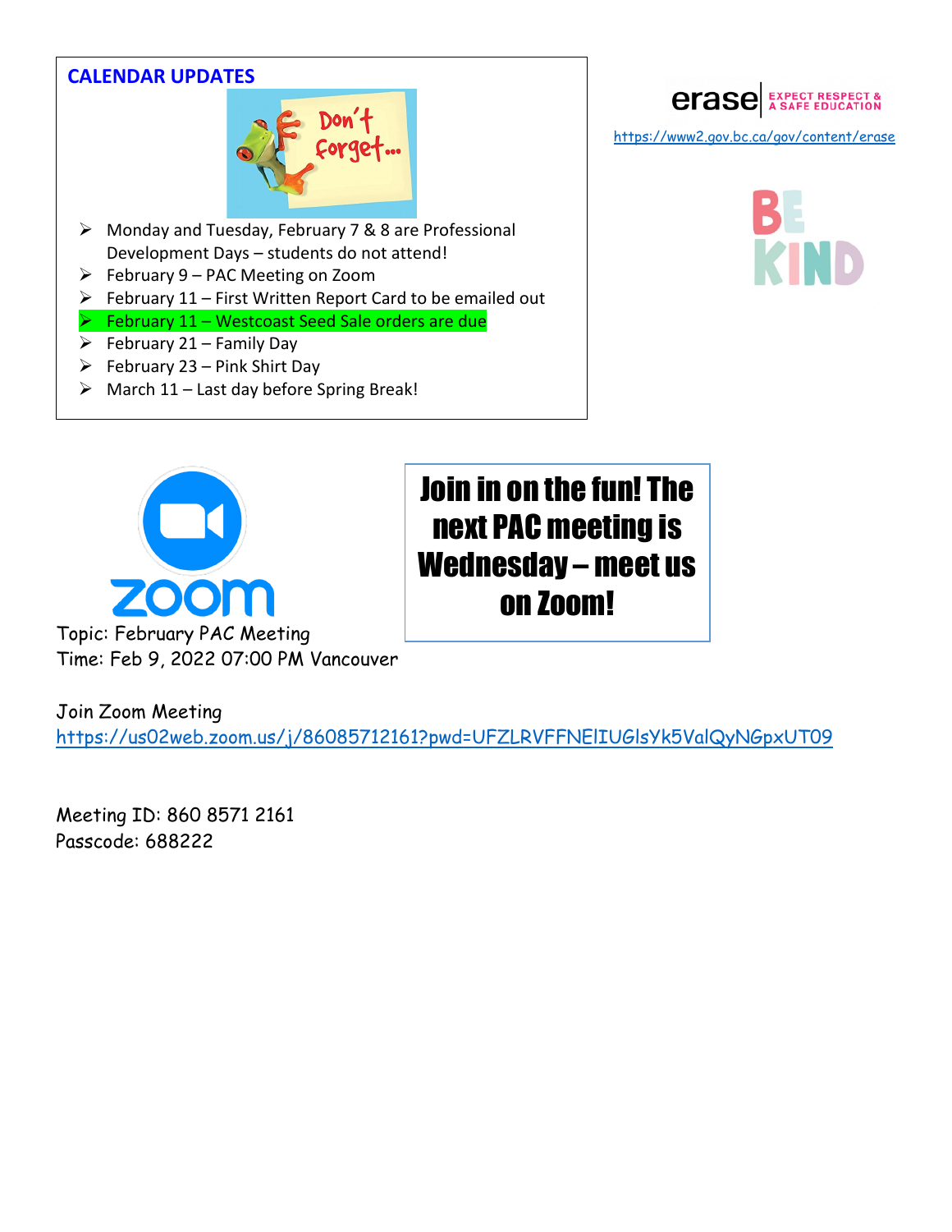## CALENDAR UPDATES

- Monday and Tuesday, February 7 & 8 are Professional Development Days – students do not attend!
- February 9 – PAC Meeting on Zoom
- February 11 – First Written Report Card to be emailed out
- February 11 – Westcoast Seed Sale orders are due
- February 21 – Family Day
- February 23 – Pink Shirt Day
- March 11 – Last day before Spring Break!

erase | EXPECT RESPECT & A SAFE EDUCATION

https://www2.gov.bc.ca/gov/content/erase

BE KIND

**Join in on the fun! The next PAC meeting is Wednesday – meet us on Zoom!**

Topic: February PAC Meeting
Time: Feb 9, 2022 07:00 PM Vancouver

Join Zoom Meeting
https://us02web.zoom.us/j/86085712161?pwd=UFZLRVFFNElIUGlsYk5ValQyNGpxUT09

Meeting ID: 860 8571 2161
Passcode: 688222